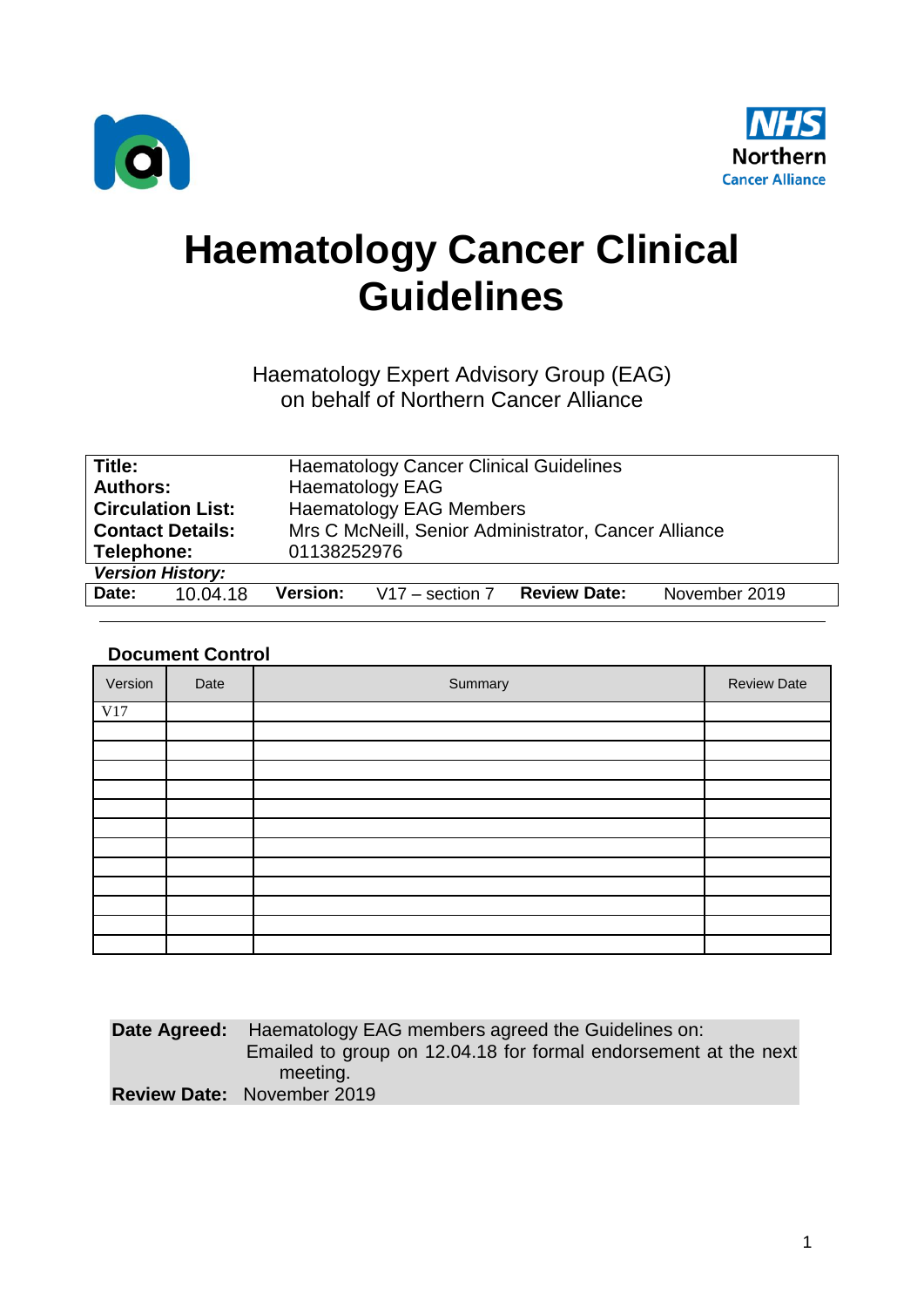NHS Northern Cancer Alliance

# Haematology Cancer Clinical Guidelines

Haematology Expert Advisory Group (EAG)
on behalf of Northern Cancer Alliance

| | |
|---|---|
| **Title:** | Haematology Cancer Clinical Guidelines |
| **Authors:** | Haematology EAG |
| **Circulation List:** | Haematology EAG Members |
| **Contact Details:** | Mrs C McNeill, Senior Administrator, Cancer Alliance |
| **Telephone:** | 01138252976 |

***Version History:***

| **Date:** | 10.04.18 | **Version:** | V17 – section 7 | **Review Date:** | November 2019 |
|---|---|---|---|---|---|

**Document Control**

| Version | Date | Summary | Review Date |
|---|---|---|---|
| V17 | | | |
| | | | |
| | | | |
| | | | |
| | | | |
| | | | |
| | | | |
| | | | |
| | | | |
| | | | |
| | | | |
| | | | |
| | | | |

**Date Agreed:** Haematology EAG members agreed the Guidelines on:
Emailed to group on 12.04.18 for formal endorsement at the next meeting.
**Review Date:** November 2019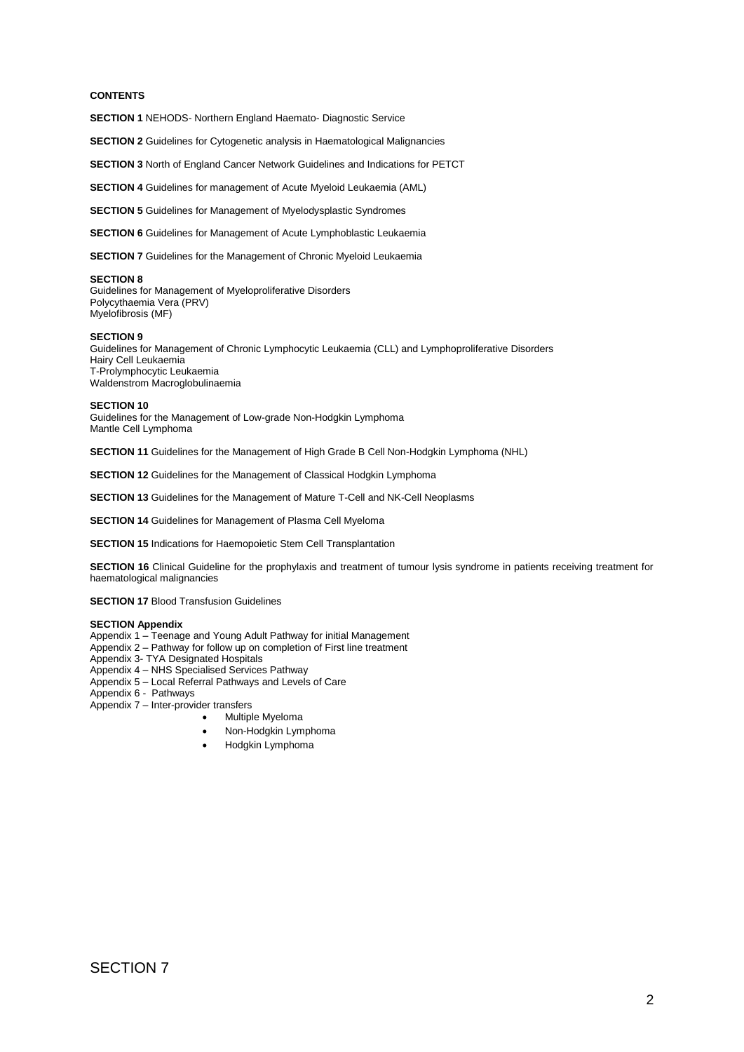**CONTENTS**

**SECTION 1** NEHODS- Northern England Haemato- Diagnostic Service

**SECTION 2** Guidelines for Cytogenetic analysis in Haematological Malignancies

**SECTION 3** North of England Cancer Network Guidelines and Indications for PETCT

**SECTION 4** Guidelines for management of Acute Myeloid Leukaemia (AML)

**SECTION 5** Guidelines for Management of Myelodysplastic Syndromes

**SECTION 6** Guidelines for Management of Acute Lymphoblastic Leukaemia

**SECTION 7** Guidelines for the Management of Chronic Myeloid Leukaemia

**SECTION 8**
Guidelines for Management of Myeloproliferative Disorders
Polycythaemia Vera (PRV)
Myelofibrosis (MF)

**SECTION 9**
Guidelines for Management of Chronic Lymphocytic Leukaemia (CLL) and Lymphoproliferative Disorders
Hairy Cell Leukaemia
T-Prolymphocytic Leukaemia
Waldenstrom Macroglobulinaemia

**SECTION 10**
Guidelines for the Management of Low-grade Non-Hodgkin Lymphoma
Mantle Cell Lymphoma

**SECTION 11** Guidelines for the Management of High Grade B Cell Non-Hodgkin Lymphoma (NHL)

**SECTION 12** Guidelines for the Management of Classical Hodgkin Lymphoma

**SECTION 13** Guidelines for the Management of Mature T-Cell and NK-Cell Neoplasms

**SECTION 14** Guidelines for Management of Plasma Cell Myeloma

**SECTION 15** Indications for Haemopoietic Stem Cell Transplantation

**SECTION 16** Clinical Guideline for the prophylaxis and treatment of tumour lysis syndrome in patients receiving treatment for haematological malignancies

**SECTION 17** Blood Transfusion Guidelines

**SECTION Appendix**
Appendix 1 – Teenage and Young Adult Pathway for initial Management
Appendix 2 – Pathway for follow up on completion of First line treatment
Appendix 3- TYA Designated Hospitals
Appendix 4 – NHS Specialised Services Pathway
Appendix 5 – Local Referral Pathways and Levels of Care
Appendix 6 - Pathways
Appendix 7 – Inter-provider transfers

- Multiple Myeloma
- Non-Hodgkin Lymphoma
- Hodgkin Lymphoma

# SECTION 7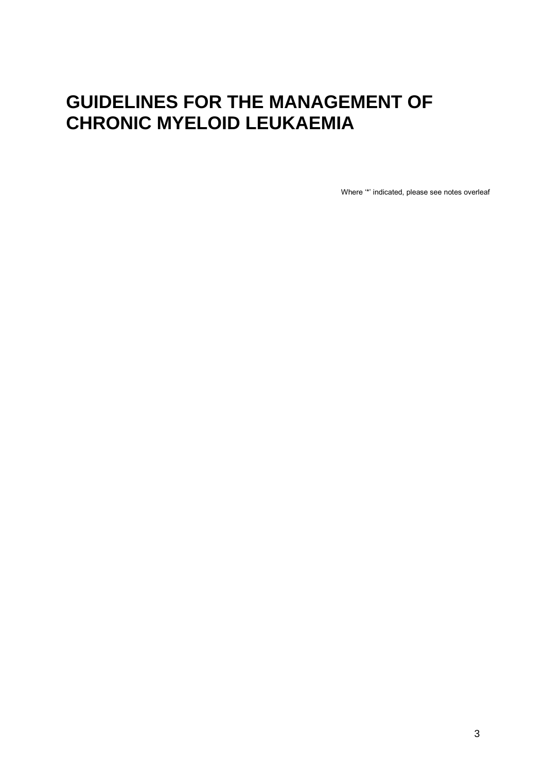# GUIDELINES FOR THE MANAGEMENT OF CHRONIC MYELOID LEUKAEMIA

Where '*' indicated, please see notes overleaf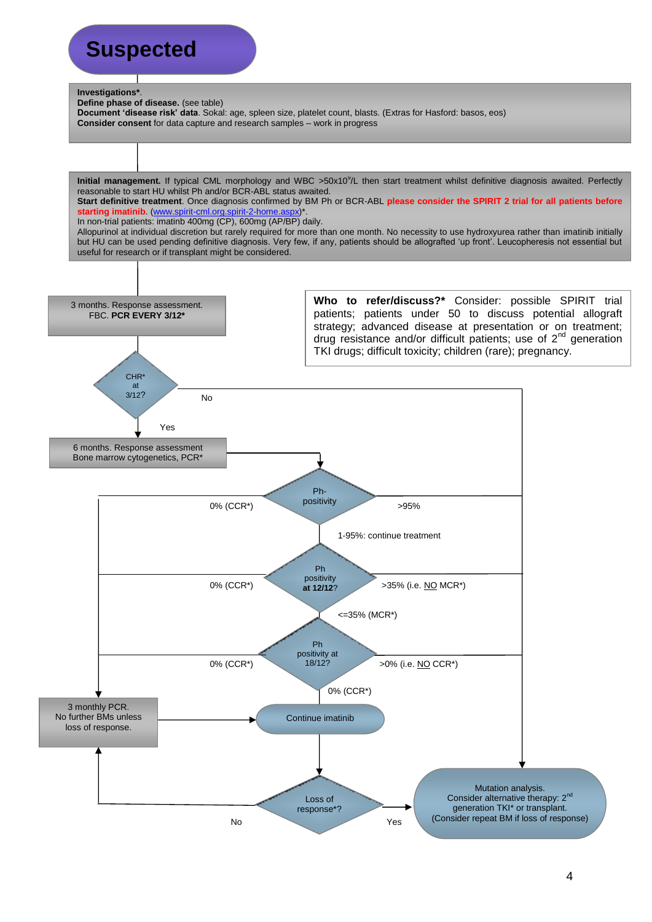# Suspected

**Investigations***.
**Define phase of disease.** (see table)
**Document 'disease risk' data**. Sokal: age, spleen size, platelet count, blasts. (Extras for Hasford: basos, eos)
**Consider consent** for data capture and research samples – work in progress

**Initial management.** If typical CML morphology and WBC >50x10$^9$/L then start treatment whilst definitive diagnosis awaited. Perfectly reasonable to start HU whilst Ph and/or BCR-ABL status awaited.
**Start definitive treatment**. Once diagnosis confirmed by BM Ph or BCR-ABL **please consider the SPIRIT 2 trial for all patients before starting imatinib**. (www.spirit-cml.org.spirit-2-home.aspx)*.
In non-trial patients: imatinb 400mg (CP), 600mg (AP/BP) daily.
Allopurinol at individual discretion but rarely required for more than one month. No necessity to use hydroxyurea rather than imatinib initially but HU can be used pending definitive diagnosis. Very few, if any, patients should be allografted 'up front'. Leucopheresis not essential but useful for research or if transplant might be considered.

**Who to refer/discuss?*** Consider: possible SPIRIT trial patients; patients under 50 to discuss potential allograft strategy; advanced disease at presentation or on treatment; drug resistance and/or difficult patients; use of 2nd generation TKI drugs; difficult toxicity; children (rare); pregnancy.

3 months. Response assessment.
FBC. **PCR EVERY 3/12***

CHR* at 3/12?
- No → Mutation analysis (see below)
- Yes → 6 months. Response assessment. Bone marrow cytogenetics, PCR*

Ph-positivity
- 0% (CCR*) → 3 monthly PCR
- >95% → Mutation analysis
- 1-95%: continue treatment → Ph positivity at 12/12?

Ph positivity **at 12/12**?
- 0% (CCR*) → 3 monthly PCR
- >35% (i.e. NO MCR*) → Mutation analysis
- <=35% (MCR*) → Ph positivity at 18/12?

Ph positivity at 18/12?
- 0% (CCR*) → 3 monthly PCR
- >0% (i.e. NO CCR*) → Mutation analysis
- 0% (CCR*) → Continue imatinib

3 monthly PCR.
No further BMs unless loss of response. → Continue imatinib

Continue imatinib → Loss of response*?
- No → 3 monthly PCR. No further BMs unless loss of response.
- Yes → Mutation analysis

Mutation analysis.
Consider alternative therapy: 2nd generation TKI* or transplant.
(Consider repeat BM if loss of response)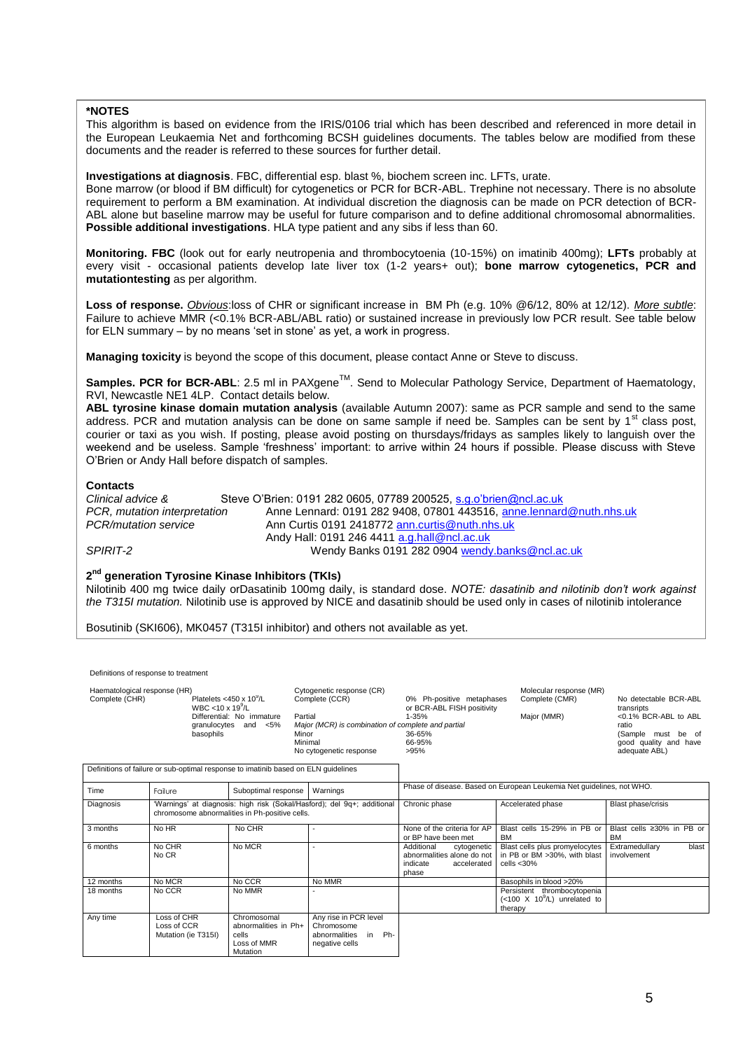**\*NOTES**

This algorithm is based on evidence from the IRIS/0106 trial which has been described and referenced in more detail in the European Leukaemia Net and forthcoming BCSH guidelines documents. The tables below are modified from these documents and the reader is referred to these sources for further detail.

**Investigations at diagnosis**. FBC, differential esp. blast %, biochem screen inc. LFTs, urate.
Bone marrow (or blood if BM difficult) for cytogenetics or PCR for BCR-ABL. Trephine not necessary. There is no absolute requirement to perform a BM examination. At individual discretion the diagnosis can be made on PCR detection of BCR-ABL alone but baseline marrow may be useful for future comparison and to define additional chromosomal abnormalities.
**Possible additional investigations**. HLA type patient and any sibs if less than 60.

**Monitoring. FBC** (look out for early neutropenia and thrombocytoenia (10-15%) on imatinib 400mg); **LFTs** probably at every visit - occasional patients develop late liver tox (1-2 years+ out); **bone marrow cytogenetics, PCR and mutationtesting** as per algorithm.

**Loss of response.** *Obvious*:loss of CHR or significant increase in BM Ph (e.g. 10% @6/12, 80% at 12/12). *More subtle*: Failure to achieve MMR (<0.1% BCR-ABL/ABL ratio) or sustained increase in previously low PCR result. See table below for ELN summary – by no means 'set in stone' as yet, a work in progress.

**Managing toxicity** is beyond the scope of this document, please contact Anne or Steve to discuss.

**Samples. PCR for BCR-ABL**: 2.5 ml in PAXgene™. Send to Molecular Pathology Service, Department of Haematology, RVI, Newcastle NE1 4LP. Contact details below.
**ABL tyrosine kinase domain mutation analysis** (available Autumn 2007): same as PCR sample and send to the same address. PCR and mutation analysis can be done on same sample if need be. Samples can be sent by 1st class post, courier or taxi as you wish. If posting, please avoid posting on thursdays/fridays as samples likely to languish over the weekend and be useless. Sample 'freshness' important: to arrive within 24 hours if possible. Please discuss with Steve O'Brien or Andy Hall before dispatch of samples.

**Contacts**

*Clinical advice &* Steve O'Brien: 0191 282 0605, 07789 200525, s.g.o'brien@ncl.ac.uk
*PCR, mutation interpretation* Anne Lennard: 0191 282 9408, 07801 443516, anne.lennard@nuth.nhs.uk
*PCR/mutation service* Ann Curtis 0191 2418772 ann.curtis@nuth.nhs.uk
Andy Hall: 0191 246 4411 a.g.hall@ncl.ac.uk
*SPIRIT-2* Wendy Banks 0191 282 0904 wendy.banks@ncl.ac.uk

**2nd generation Tyrosine Kinase Inhibitors (TKIs)**

Nilotinib 400 mg twice daily orDasatinib 100mg daily, is standard dose. *NOTE: dasatinib and nilotinib don't work against the T315I mutation.* Nilotinib use is approved by NICE and dasatinib should be used only in cases of nilotinib intolerance

Bosutinib (SKI606), MK0457 (T315I inhibitor) and others not available as yet.

Definitions of response to treatment

| Haematological response (HR) | | Cytogenetic response (CR) | | Molecular response (MR) | |
|---|---|---|---|---|---|
| Complete (CHR) | Platelets <450 x $10^9$/L<br>WBC <10 x $19^9$/L<br>Differential: No immature granulocytes and <5% basophils | Complete (CCR) | 0% Ph-positive metaphases or BCR-ABL FISH positivity | Complete (CMR) | No detectable BCR-ABL transripts |
| | | Partial | 1-35% | Major (MMR) | <0.1% BCR-ABL to ABL ratio<br>(Sample must be of good quality and have adequate ABL) |
| | | *Major (MCR) is combination of complete and partial* | | | |
| | | Minor | 36-65% | | |
| | | Minimal | 66-95% | | |
| | | No cytogenetic response | >95% | | |

Definitions of failure or sub-optimal response to imatinib based on ELN guidelines

| Time | Failure | Suboptimal response | Warnings |
|---|---|---|---|
| Diagnosis | 'Warnings' at diagnosis: high risk (Sokal/Hasford); del 9q+; additional chromosome abnormalities in Ph-positive cells. | | |
| 3 months | No HR | No CHR | - |
| 6 months | No CHR<br>No CR | No MCR | - |
| 12 months | No MCR | No CCR | No MMR |
| 18 months | No CCR | No MMR | - |
| Any time | Loss of CHR<br>Loss of CCR<br>Mutation (ie T315I) | Chromosomal abnormalities in Ph+ cells<br>Loss of MMR<br>Mutation | Any rise in PCR level<br>Chromosome abnormalities in Ph-negative cells |

Phase of disease. Based on European Leukemia Net guidelines, not WHO.

| Chronic phase | Accelerated phase | Blast phase/crisis |
|---|---|---|
| None of the criteria for AP or BP have been met | Blast cells 15-29% in PB or BM | Blast cells ≥30% in PB or BM |
| Additional cytogenetic abnormalities alone do not indicate accelerated phase | Blast cells plus promyelocytes in PB or BM >30%, with blast cells <30% | Extramedullary blast involvement |
| | Basophils in blood >20% | |
| | Persistent thrombocytopenia (<100 X $10^9$/L) unrelated to therapy | |